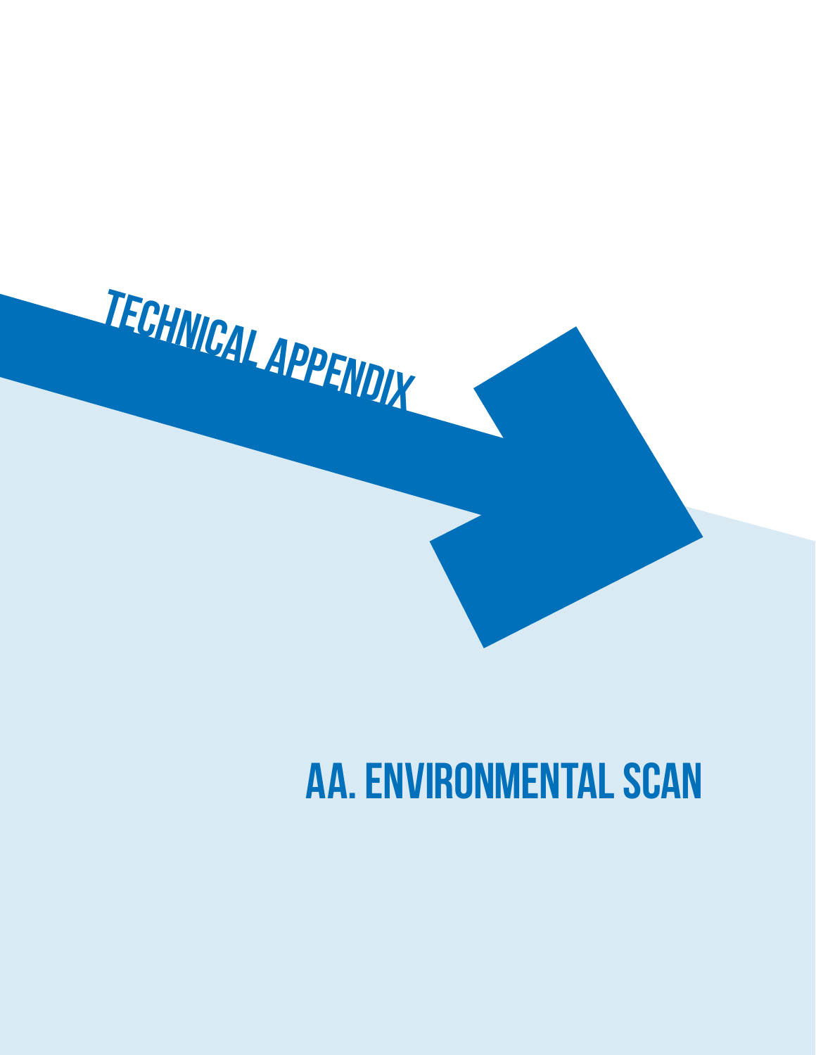TECHNICAL APPENDIX

# AA. ENVIRONMENTAL SCAN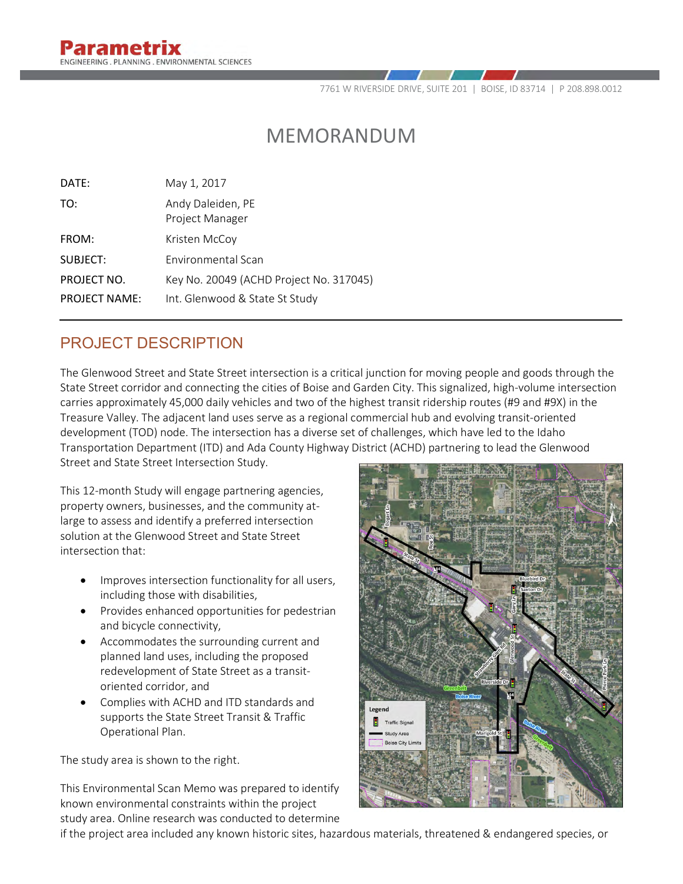Parametrix
ENGINEERING . PLANNING . ENVIRONMENTAL SCIENCES

7761 W RIVERSIDE DRIVE, SUITE 201 | BOISE, ID 83714 | P 208.898.0012

# MEMORANDUM

| | |
|---|---|
| DATE: | May 1, 2017 |
| TO: | Andy Daleiden, PE<br>Project Manager |
| FROM: | Kristen McCoy |
| SUBJECT: | Environmental Scan |
| PROJECT NO. | Key No. 20049 (ACHD Project No. 317045) |
| PROJECT NAME: | Int. Glenwood & State St Study |

## PROJECT DESCRIPTION

The Glenwood Street and State Street intersection is a critical junction for moving people and goods through the State Street corridor and connecting the cities of Boise and Garden City. This signalized, high-volume intersection carries approximately 45,000 daily vehicles and two of the highest transit ridership routes (#9 and #9X) in the Treasure Valley. The adjacent land uses serve as a regional commercial hub and evolving transit-oriented development (TOD) node. The intersection has a diverse set of challenges, which have led to the Idaho Transportation Department (ITD) and Ada County Highway District (ACHD) partnering to lead the Glenwood Street and State Street Intersection Study.

This 12-month Study will engage partnering agencies, property owners, businesses, and the community at-large to assess and identify a preferred intersection solution at the Glenwood Street and State Street intersection that:

- Improves intersection functionality for all users, including those with disabilities,
- Provides enhanced opportunities for pedestrian and bicycle connectivity,
- Accommodates the surrounding current and planned land uses, including the proposed redevelopment of State Street as a transit-oriented corridor, and
- Complies with ACHD and ITD standards and supports the State Street Transit & Traffic Operational Plan.

The study area is shown to the right.

This Environmental Scan Memo was prepared to identify known environmental constraints within the project study area. Online research was conducted to determine if the project area included any known historic sites, hazardous materials, threatened & endangered species, or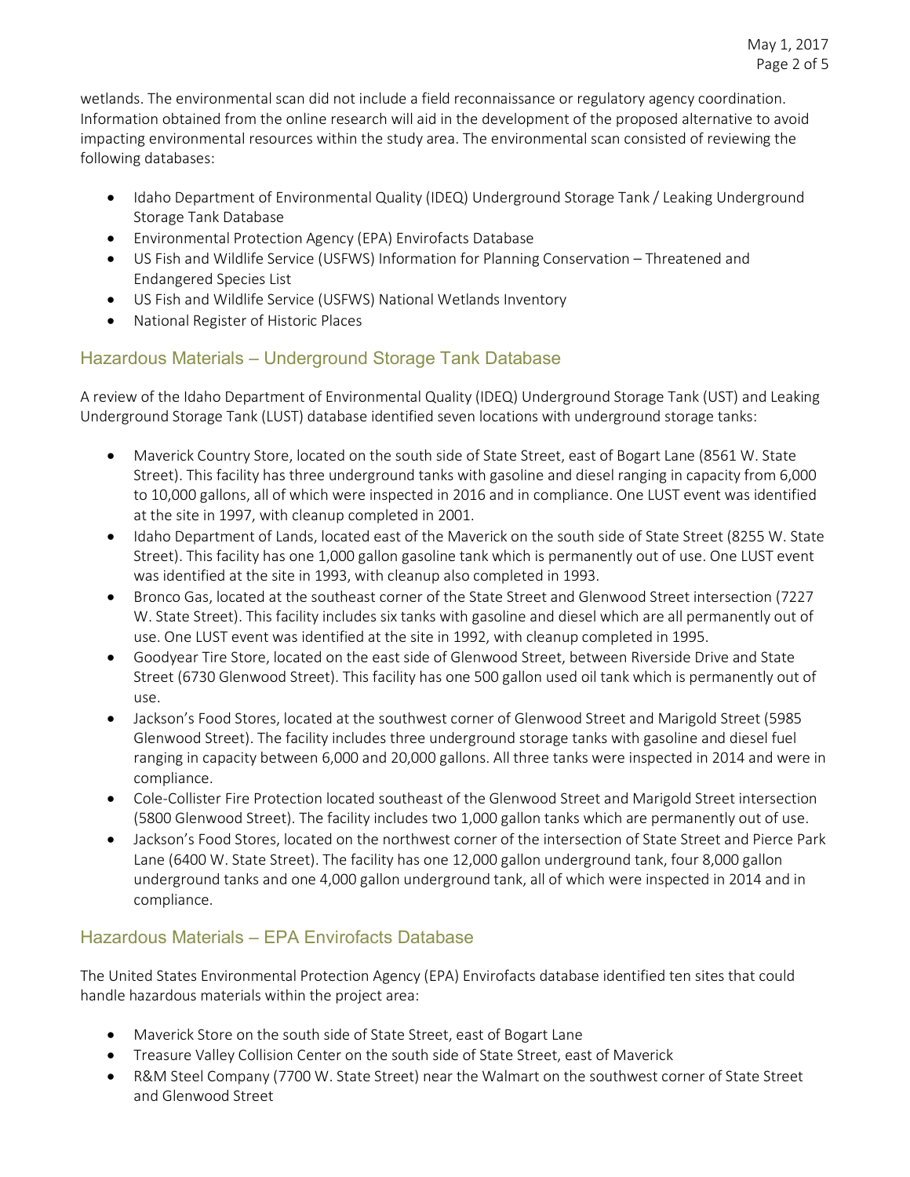wetlands. The environmental scan did not include a field reconnaissance or regulatory agency coordination. Information obtained from the online research will aid in the development of the proposed alternative to avoid impacting environmental resources within the study area. The environmental scan consisted of reviewing the following databases:

- Idaho Department of Environmental Quality (IDEQ) Underground Storage Tank / Leaking Underground Storage Tank Database
- Environmental Protection Agency (EPA) Envirofacts Database
- US Fish and Wildlife Service (USFWS) Information for Planning Conservation – Threatened and Endangered Species List
- US Fish and Wildlife Service (USFWS) National Wetlands Inventory
- National Register of Historic Places

## Hazardous Materials – Underground Storage Tank Database

A review of the Idaho Department of Environmental Quality (IDEQ) Underground Storage Tank (UST) and Leaking Underground Storage Tank (LUST) database identified seven locations with underground storage tanks:

- Maverick Country Store, located on the south side of State Street, east of Bogart Lane (8561 W. State Street). This facility has three underground tanks with gasoline and diesel ranging in capacity from 6,000 to 10,000 gallons, all of which were inspected in 2016 and in compliance. One LUST event was identified at the site in 1997, with cleanup completed in 2001.
- Idaho Department of Lands, located east of the Maverick on the south side of State Street (8255 W. State Street). This facility has one 1,000 gallon gasoline tank which is permanently out of use. One LUST event was identified at the site in 1993, with cleanup also completed in 1993.
- Bronco Gas, located at the southeast corner of the State Street and Glenwood Street intersection (7227 W. State Street). This facility includes six tanks with gasoline and diesel which are all permanently out of use. One LUST event was identified at the site in 1992, with cleanup completed in 1995.
- Goodyear Tire Store, located on the east side of Glenwood Street, between Riverside Drive and State Street (6730 Glenwood Street). This facility has one 500 gallon used oil tank which is permanently out of use.
- Jackson's Food Stores, located at the southwest corner of Glenwood Street and Marigold Street (5985 Glenwood Street). The facility includes three underground storage tanks with gasoline and diesel fuel ranging in capacity between 6,000 and 20,000 gallons. All three tanks were inspected in 2014 and were in compliance.
- Cole-Collister Fire Protection located southeast of the Glenwood Street and Marigold Street intersection (5800 Glenwood Street). The facility includes two 1,000 gallon tanks which are permanently out of use.
- Jackson's Food Stores, located on the northwest corner of the intersection of State Street and Pierce Park Lane (6400 W. State Street). The facility has one 12,000 gallon underground tank, four 8,000 gallon underground tanks and one 4,000 gallon underground tank, all of which were inspected in 2014 and in compliance.

## Hazardous Materials – EPA Envirofacts Database

The United States Environmental Protection Agency (EPA) Envirofacts database identified ten sites that could handle hazardous materials within the project area:

- Maverick Store on the south side of State Street, east of Bogart Lane
- Treasure Valley Collision Center on the south side of State Street, east of Maverick
- R&M Steel Company (7700 W. State Street) near the Walmart on the southwest corner of State Street and Glenwood Street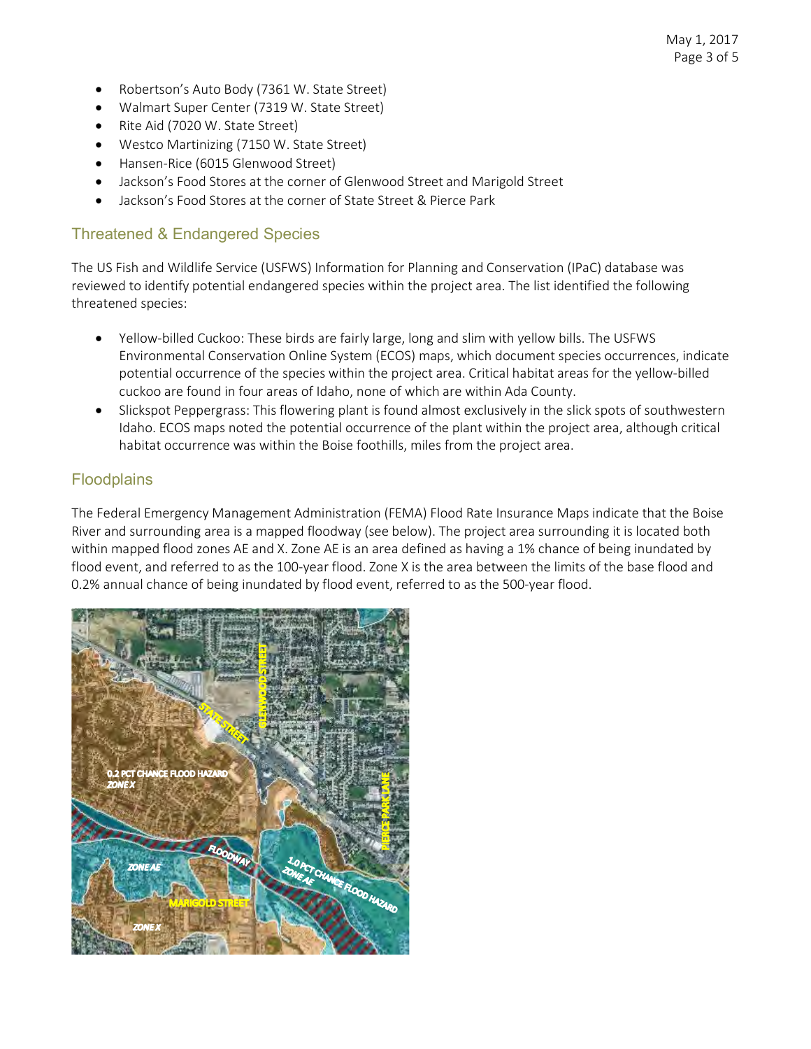- Robertson's Auto Body (7361 W. State Street)
- Walmart Super Center (7319 W. State Street)
- Rite Aid (7020 W. State Street)
- Westco Martinizing (7150 W. State Street)
- Hansen-Rice (6015 Glenwood Street)
- Jackson's Food Stores at the corner of Glenwood Street and Marigold Street
- Jackson's Food Stores at the corner of State Street & Pierce Park

## Threatened & Endangered Species

The US Fish and Wildlife Service (USFWS) Information for Planning and Conservation (IPaC) database was reviewed to identify potential endangered species within the project area. The list identified the following threatened species:

- Yellow-billed Cuckoo: These birds are fairly large, long and slim with yellow bills. The USFWS Environmental Conservation Online System (ECOS) maps, which document species occurrences, indicate potential occurrence of the species within the project area. Critical habitat areas for the yellow-billed cuckoo are found in four areas of Idaho, none of which are within Ada County.
- Slickspot Peppergrass: This flowering plant is found almost exclusively in the slick spots of southwestern Idaho. ECOS maps noted the potential occurrence of the plant within the project area, although critical habitat occurrence was within the Boise foothills, miles from the project area.

## Floodplains

The Federal Emergency Management Administration (FEMA) Flood Rate Insurance Maps indicate that the Boise River and surrounding area is a mapped floodway (see below). The project area surrounding it is located both within mapped flood zones AE and X. Zone AE is an area defined as having a 1% chance of being inundated by flood event, and referred to as the 100-year flood. Zone X is the area between the limits of the base flood and 0.2% annual chance of being inundated by flood event, referred to as the 500-year flood.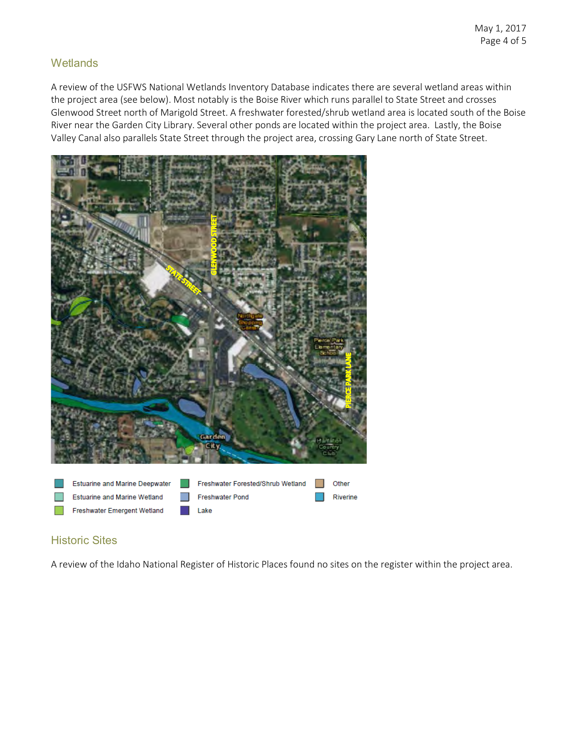## Wetlands

A review of the USFWS National Wetlands Inventory Database indicates there are several wetland areas within the project area (see below). Most notably is the Boise River which runs parallel to State Street and crosses Glenwood Street north of Marigold Street. A freshwater forested/shrub wetland area is located south of the Boise River near the Garden City Library. Several other ponds are located within the project area. Lastly, the Boise Valley Canal also parallels State Street through the project area, crossing Gary Lane north of State Street.

## Historic Sites

A review of the Idaho National Register of Historic Places found no sites on the register within the project area.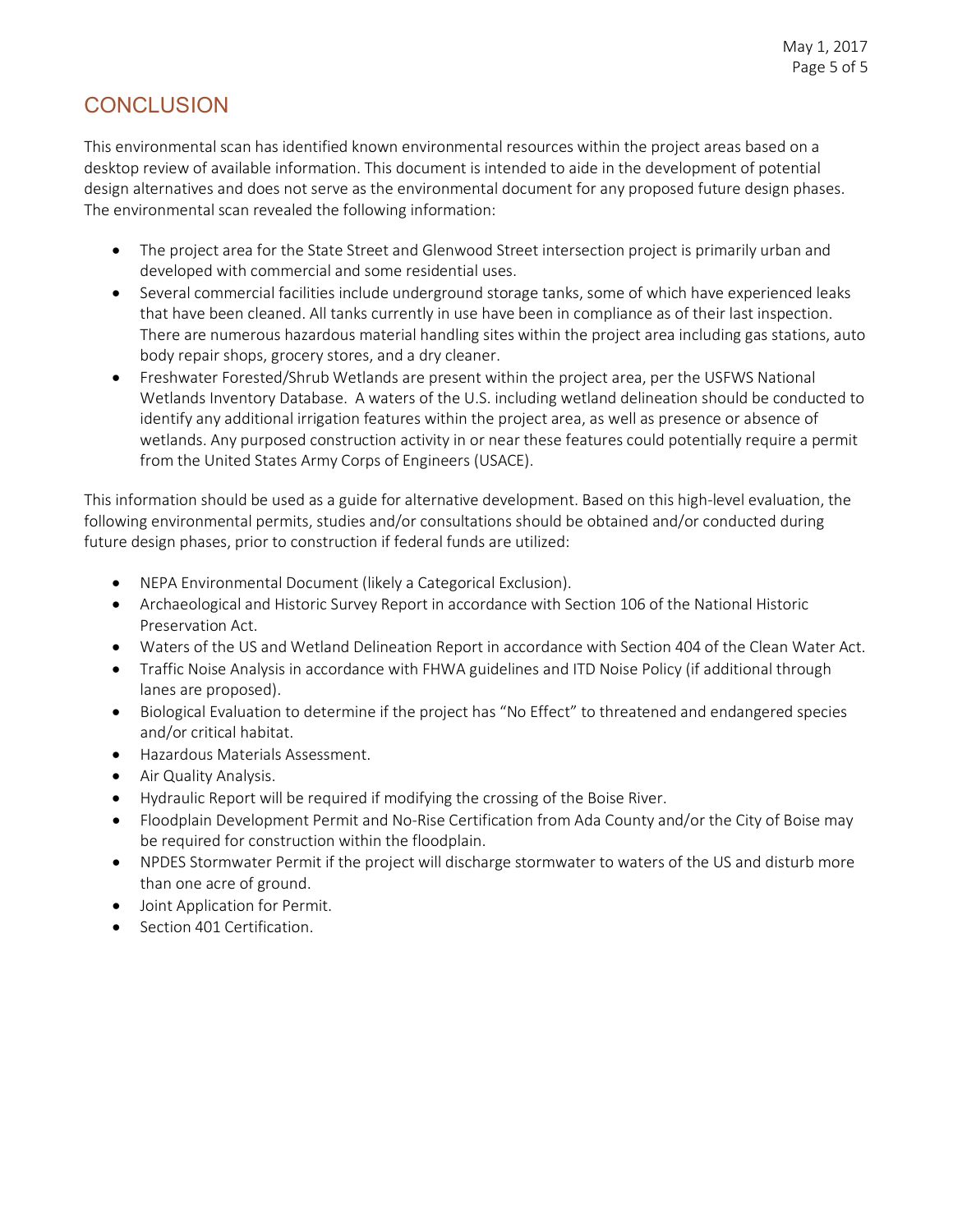# CONCLUSION

This environmental scan has identified known environmental resources within the project areas based on a desktop review of available information. This document is intended to aide in the development of potential design alternatives and does not serve as the environmental document for any proposed future design phases. The environmental scan revealed the following information:

- The project area for the State Street and Glenwood Street intersection project is primarily urban and developed with commercial and some residential uses.
- Several commercial facilities include underground storage tanks, some of which have experienced leaks that have been cleaned. All tanks currently in use have been in compliance as of their last inspection. There are numerous hazardous material handling sites within the project area including gas stations, auto body repair shops, grocery stores, and a dry cleaner.
- Freshwater Forested/Shrub Wetlands are present within the project area, per the USFWS National Wetlands Inventory Database. A waters of the U.S. including wetland delineation should be conducted to identify any additional irrigation features within the project area, as well as presence or absence of wetlands. Any purposed construction activity in or near these features could potentially require a permit from the United States Army Corps of Engineers (USACE).

This information should be used as a guide for alternative development. Based on this high-level evaluation, the following environmental permits, studies and/or consultations should be obtained and/or conducted during future design phases, prior to construction if federal funds are utilized:

- NEPA Environmental Document (likely a Categorical Exclusion).
- Archaeological and Historic Survey Report in accordance with Section 106 of the National Historic Preservation Act.
- Waters of the US and Wetland Delineation Report in accordance with Section 404 of the Clean Water Act.
- Traffic Noise Analysis in accordance with FHWA guidelines and ITD Noise Policy (if additional through lanes are proposed).
- Biological Evaluation to determine if the project has "No Effect" to threatened and endangered species and/or critical habitat.
- Hazardous Materials Assessment.
- Air Quality Analysis.
- Hydraulic Report will be required if modifying the crossing of the Boise River.
- Floodplain Development Permit and No-Rise Certification from Ada County and/or the City of Boise may be required for construction within the floodplain.
- NPDES Stormwater Permit if the project will discharge stormwater to waters of the US and disturb more than one acre of ground.
- Joint Application for Permit.
- Section 401 Certification.